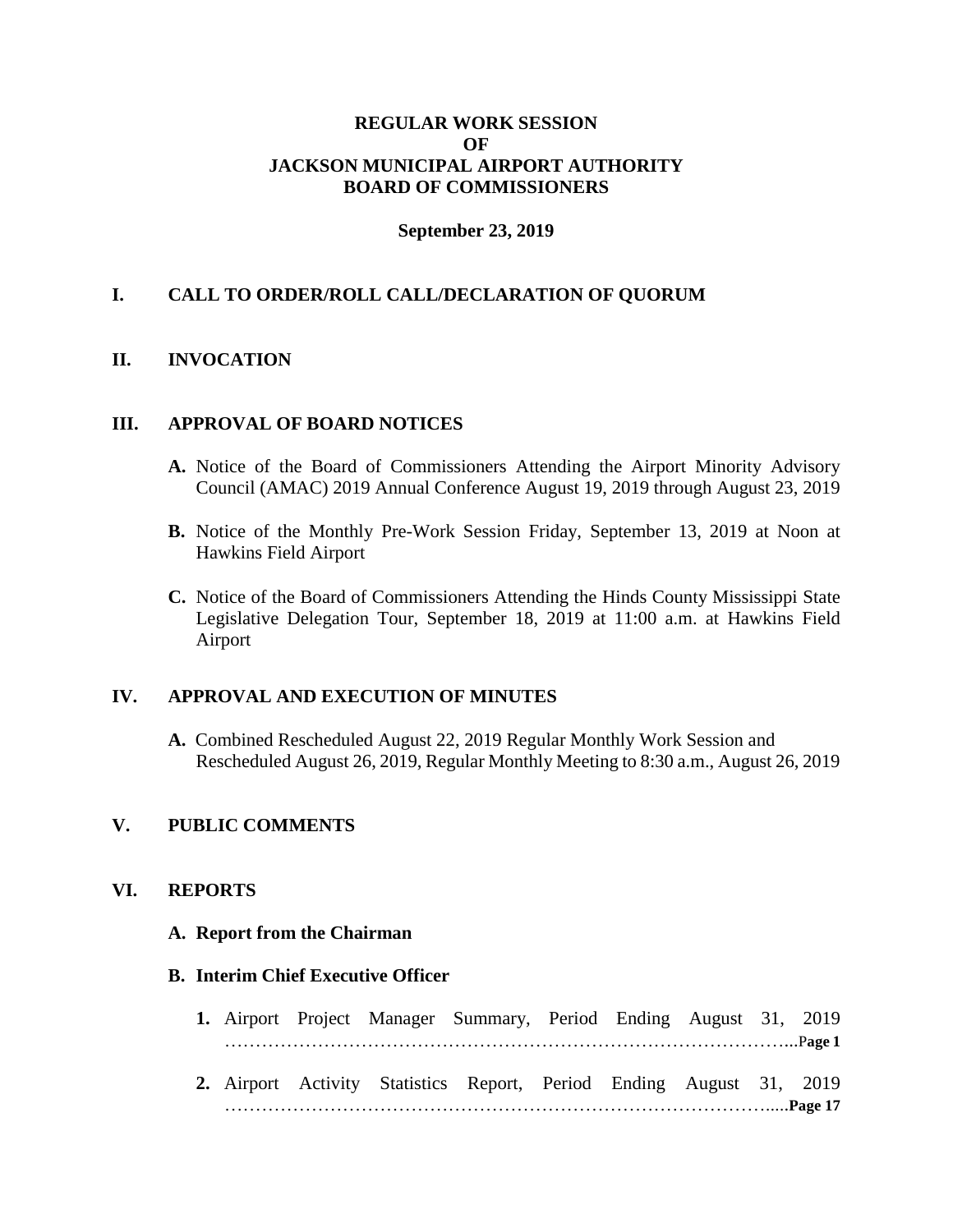# REGULAR WORK SESSION
# OF
# JACKSON MUNICIPAL AIRPORT AUTHORITY
# BOARD OF COMMISSIONERS

**September 23, 2019**

## I. CALL TO ORDER/ROLL CALL/DECLARATION OF QUORUM

## II. INVOCATION

## III. APPROVAL OF BOARD NOTICES

**A.** Notice of the Board of Commissioners Attending the Airport Minority Advisory Council (AMAC) 2019 Annual Conference August 19, 2019 through August 23, 2019

**B.** Notice of the Monthly Pre-Work Session Friday, September 13, 2019 at Noon at Hawkins Field Airport

**C.** Notice of the Board of Commissioners Attending the Hinds County Mississippi State Legislative Delegation Tour, September 18, 2019 at 11:00 a.m. at Hawkins Field Airport

## IV. APPROVAL AND EXECUTION OF MINUTES

**A.** Combined Rescheduled August 22, 2019 Regular Monthly Work Session and Rescheduled August 26, 2019, Regular Monthly Meeting to 8:30 a.m., August 26, 2019

## V. PUBLIC COMMENTS

## VI. REPORTS

### A. Report from the Chairman

### B. Interim Chief Executive Officer

1. Airport Project Manager Summary, Period Ending August 31, 2019 ………………………………………………………………………………...**Page 1**

2. Airport Activity Statistics Report, Period Ending August 31, 2019 ……………………………………………………………………………....**Page 17**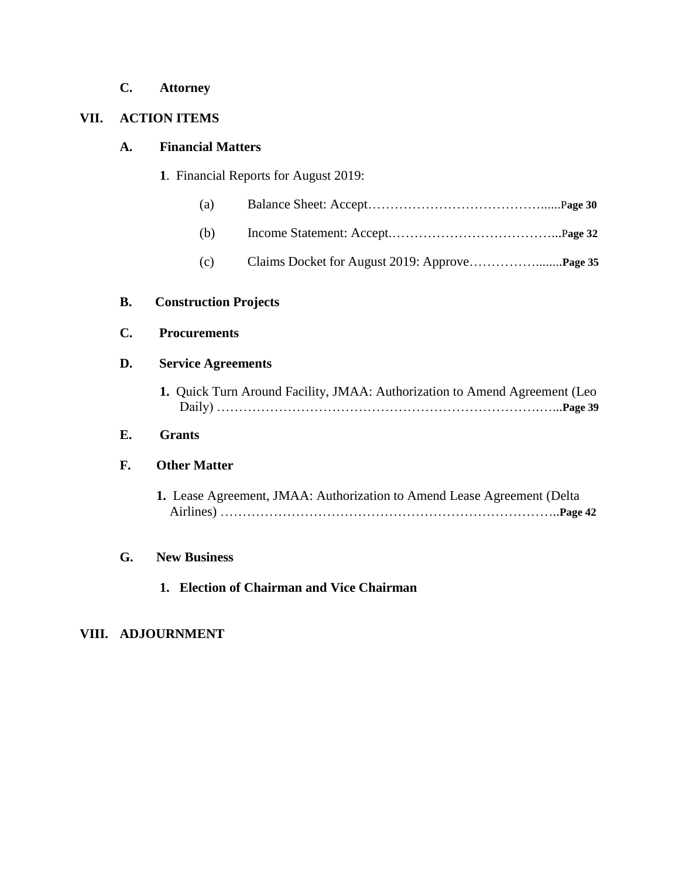**C. Attorney**

**VII. ACTION ITEMS**

**A. Financial Matters**

**1**. Financial Reports for August 2019:

(a) Balance Sheet: Accept…………………………………….....P**age 30**

(b) Income Statement: Accept.………………………………...P**age 32**

(c) Claims Docket for August 2019: Approve……………........**Page 35**

**B. Construction Projects**

**C. Procurements**

**D. Service Agreements**

**1.** Quick Turn Around Facility, JMAA: Authorization to Amend Agreement (Leo Daily) ……………………………………………………………….…...**Page 39**

**E. Grants**

**F. Other Matter**

**1.** Lease Agreement, JMAA: Authorization to Amend Lease Agreement (Delta Airlines) …………………………………………………………………..**Page 42**

**G. New Business**

**1. Election of Chairman and Vice Chairman**

**VIII. ADJOURNMENT**